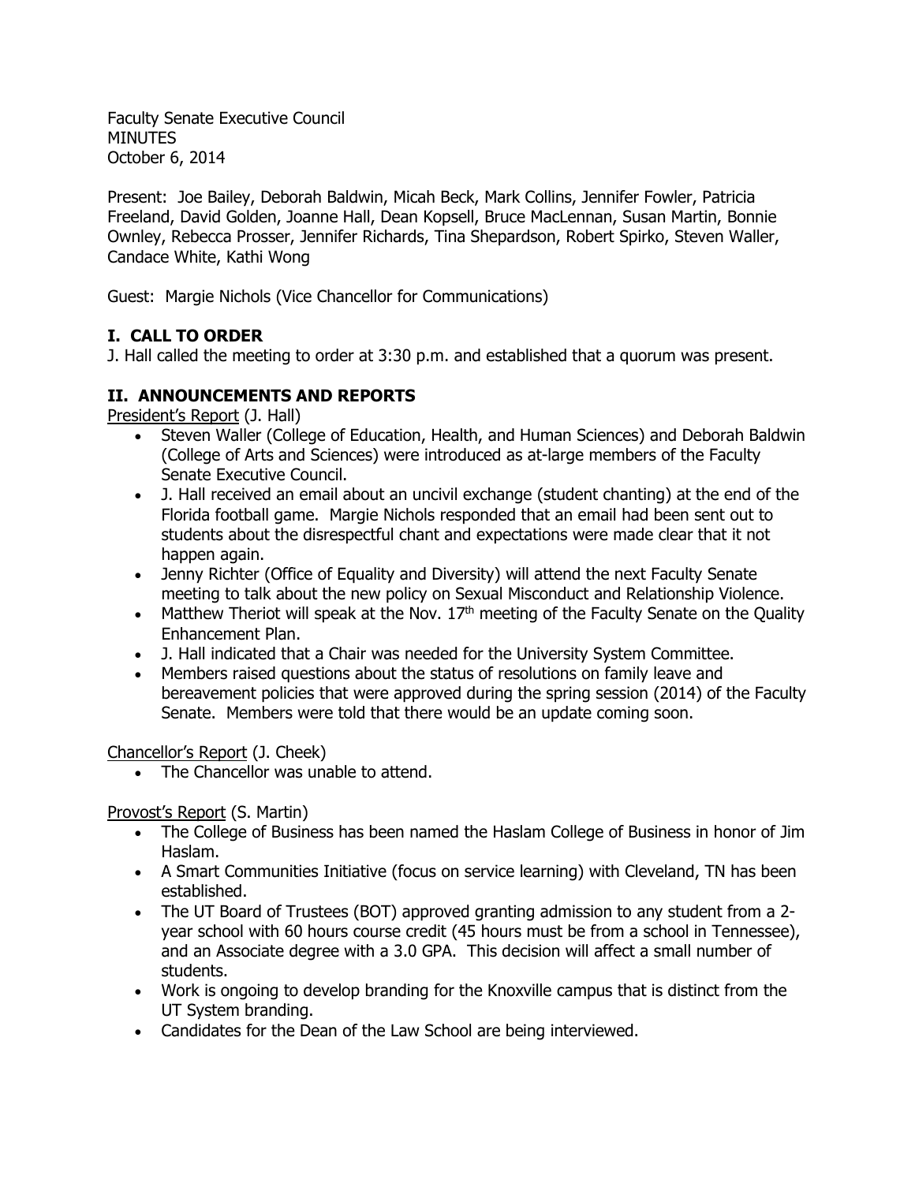Faculty Senate Executive Council
MINUTES
October 6, 2014

Present: Joe Bailey, Deborah Baldwin, Micah Beck, Mark Collins, Jennifer Fowler, Patricia Freeland, David Golden, Joanne Hall, Dean Kopsell, Bruce MacLennan, Susan Martin, Bonnie Ownley, Rebecca Prosser, Jennifer Richards, Tina Shepardson, Robert Spirko, Steven Waller, Candace White, Kathi Wong

Guest: Margie Nichols (Vice Chancellor for Communications)

## I. CALL TO ORDER

J. Hall called the meeting to order at 3:30 p.m. and established that a quorum was present.

## II. ANNOUNCEMENTS AND REPORTS

President's Report (J. Hall)

- Steven Waller (College of Education, Health, and Human Sciences) and Deborah Baldwin (College of Arts and Sciences) were introduced as at-large members of the Faculty Senate Executive Council.
- J. Hall received an email about an uncivil exchange (student chanting) at the end of the Florida football game. Margie Nichols responded that an email had been sent out to students about the disrespectful chant and expectations were made clear that it not happen again.
- Jenny Richter (Office of Equality and Diversity) will attend the next Faculty Senate meeting to talk about the new policy on Sexual Misconduct and Relationship Violence.
- Matthew Theriot will speak at the Nov. 17th meeting of the Faculty Senate on the Quality Enhancement Plan.
- J. Hall indicated that a Chair was needed for the University System Committee.
- Members raised questions about the status of resolutions on family leave and bereavement policies that were approved during the spring session (2014) of the Faculty Senate. Members were told that there would be an update coming soon.

Chancellor's Report (J. Cheek)

- The Chancellor was unable to attend.

Provost's Report (S. Martin)

- The College of Business has been named the Haslam College of Business in honor of Jim Haslam.
- A Smart Communities Initiative (focus on service learning) with Cleveland, TN has been established.
- The UT Board of Trustees (BOT) approved granting admission to any student from a 2-year school with 60 hours course credit (45 hours must be from a school in Tennessee), and an Associate degree with a 3.0 GPA. This decision will affect a small number of students.
- Work is ongoing to develop branding for the Knoxville campus that is distinct from the UT System branding.
- Candidates for the Dean of the Law School are being interviewed.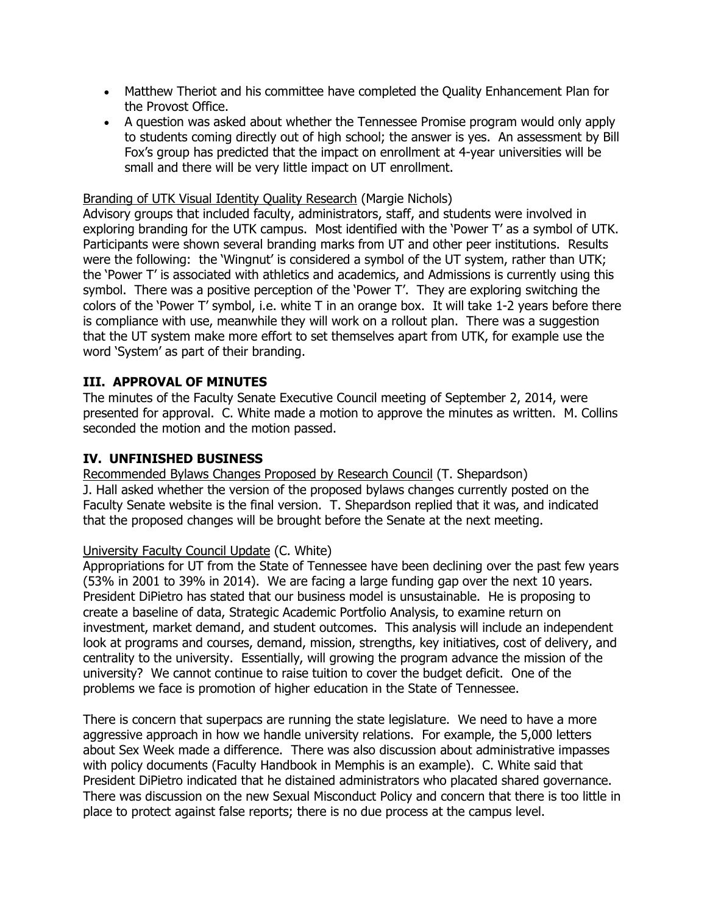- Matthew Theriot and his committee have completed the Quality Enhancement Plan for the Provost Office.
- A question was asked about whether the Tennessee Promise program would only apply to students coming directly out of high school; the answer is yes. An assessment by Bill Fox's group has predicted that the impact on enrollment at 4-year universities will be small and there will be very little impact on UT enrollment.

Branding of UTK Visual Identity Quality Research (Margie Nichols)
Advisory groups that included faculty, administrators, staff, and students were involved in exploring branding for the UTK campus. Most identified with the 'Power T' as a symbol of UTK. Participants were shown several branding marks from UT and other peer institutions. Results were the following: the 'Wingnut' is considered a symbol of the UT system, rather than UTK; the 'Power T' is associated with athletics and academics, and Admissions is currently using this symbol. There was a positive perception of the 'Power T'. They are exploring switching the colors of the 'Power T' symbol, i.e. white T in an orange box. It will take 1-2 years before there is compliance with use, meanwhile they will work on a rollout plan. There was a suggestion that the UT system make more effort to set themselves apart from UTK, for example use the word 'System' as part of their branding.

## III. APPROVAL OF MINUTES

The minutes of the Faculty Senate Executive Council meeting of September 2, 2014, were presented for approval. C. White made a motion to approve the minutes as written. M. Collins seconded the motion and the motion passed.

## IV. UNFINISHED BUSINESS

Recommended Bylaws Changes Proposed by Research Council (T. Shepardson)
J. Hall asked whether the version of the proposed bylaws changes currently posted on the Faculty Senate website is the final version. T. Shepardson replied that it was, and indicated that the proposed changes will be brought before the Senate at the next meeting.

University Faculty Council Update (C. White)
Appropriations for UT from the State of Tennessee have been declining over the past few years (53% in 2001 to 39% in 2014). We are facing a large funding gap over the next 10 years. President DiPietro has stated that our business model is unsustainable. He is proposing to create a baseline of data, Strategic Academic Portfolio Analysis, to examine return on investment, market demand, and student outcomes. This analysis will include an independent look at programs and courses, demand, mission, strengths, key initiatives, cost of delivery, and centrality to the university. Essentially, will growing the program advance the mission of the university? We cannot continue to raise tuition to cover the budget deficit. One of the problems we face is promotion of higher education in the State of Tennessee.

There is concern that superpacs are running the state legislature. We need to have a more aggressive approach in how we handle university relations. For example, the 5,000 letters about Sex Week made a difference. There was also discussion about administrative impasses with policy documents (Faculty Handbook in Memphis is an example). C. White said that President DiPietro indicated that he distained administrators who placated shared governance. There was discussion on the new Sexual Misconduct Policy and concern that there is too little in place to protect against false reports; there is no due process at the campus level.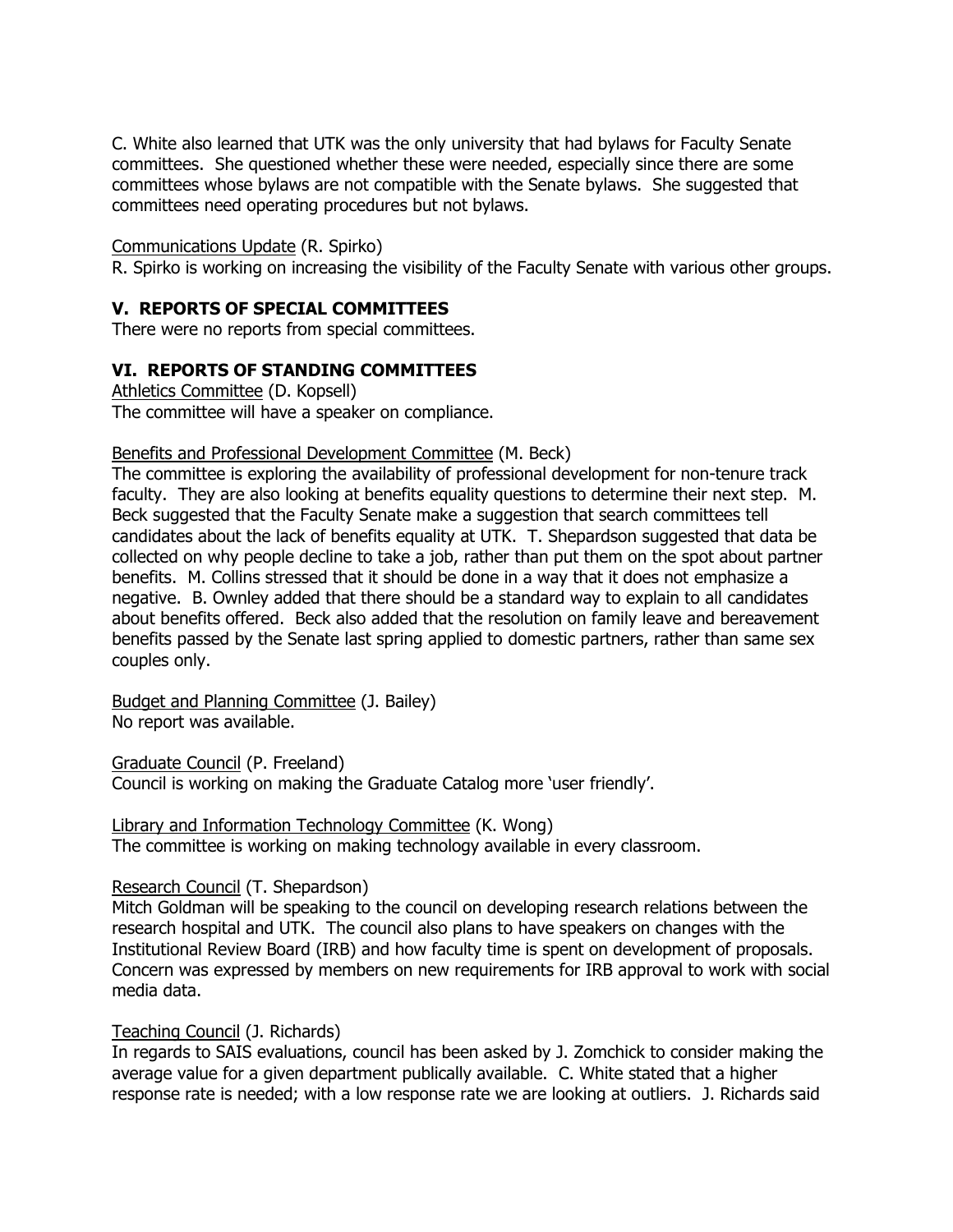C. White also learned that UTK was the only university that had bylaws for Faculty Senate committees. She questioned whether these were needed, especially since there are some committees whose bylaws are not compatible with the Senate bylaws. She suggested that committees need operating procedures but not bylaws.

Communications Update (R. Spirko)
R. Spirko is working on increasing the visibility of the Faculty Senate with various other groups.

## V. REPORTS OF SPECIAL COMMITTEES

There were no reports from special committees.

## VI. REPORTS OF STANDING COMMITTEES

Athletics Committee (D. Kopsell)
The committee will have a speaker on compliance.

Benefits and Professional Development Committee (M. Beck)
The committee is exploring the availability of professional development for non-tenure track faculty. They are also looking at benefits equality questions to determine their next step. M. Beck suggested that the Faculty Senate make a suggestion that search committees tell candidates about the lack of benefits equality at UTK. T. Shepardson suggested that data be collected on why people decline to take a job, rather than put them on the spot about partner benefits. M. Collins stressed that it should be done in a way that it does not emphasize a negative. B. Ownley added that there should be a standard way to explain to all candidates about benefits offered. Beck also added that the resolution on family leave and bereavement benefits passed by the Senate last spring applied to domestic partners, rather than same sex couples only.

Budget and Planning Committee (J. Bailey)
No report was available.

Graduate Council (P. Freeland)
Council is working on making the Graduate Catalog more 'user friendly'.

Library and Information Technology Committee (K. Wong)
The committee is working on making technology available in every classroom.

Research Council (T. Shepardson)
Mitch Goldman will be speaking to the council on developing research relations between the research hospital and UTK. The council also plans to have speakers on changes with the Institutional Review Board (IRB) and how faculty time is spent on development of proposals. Concern was expressed by members on new requirements for IRB approval to work with social media data.

Teaching Council (J. Richards)
In regards to SAIS evaluations, council has been asked by J. Zomchick to consider making the average value for a given department publically available. C. White stated that a higher response rate is needed; with a low response rate we are looking at outliers. J. Richards said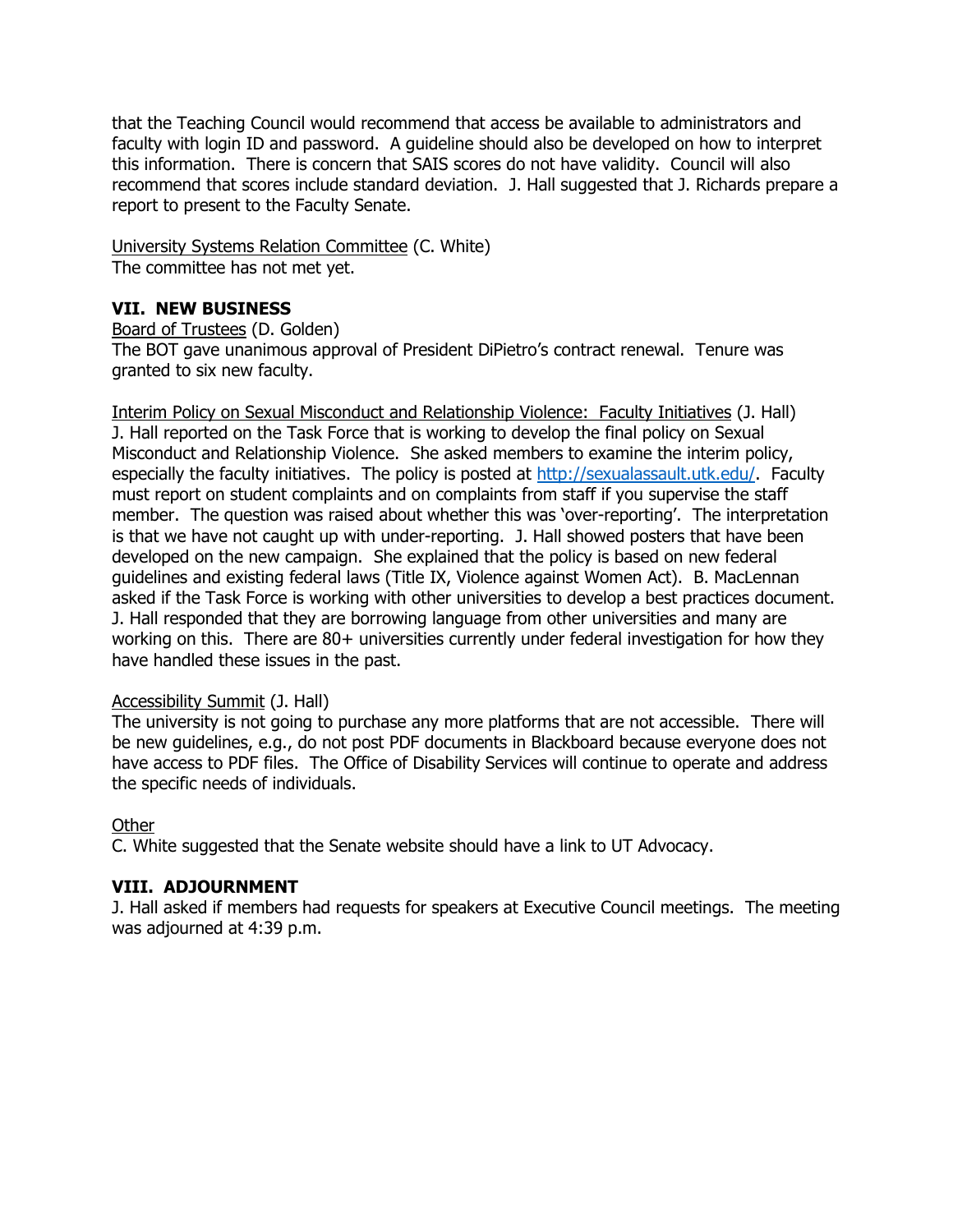that the Teaching Council would recommend that access be available to administrators and faculty with login ID and password. A guideline should also be developed on how to interpret this information. There is concern that SAIS scores do not have validity. Council will also recommend that scores include standard deviation. J. Hall suggested that J. Richards prepare a report to present to the Faculty Senate.

University Systems Relation Committee (C. White)
The committee has not met yet.

## VII. NEW BUSINESS

Board of Trustees (D. Golden)
The BOT gave unanimous approval of President DiPietro's contract renewal. Tenure was granted to six new faculty.

Interim Policy on Sexual Misconduct and Relationship Violence: Faculty Initiatives (J. Hall)
J. Hall reported on the Task Force that is working to develop the final policy on Sexual Misconduct and Relationship Violence. She asked members to examine the interim policy, especially the faculty initiatives. The policy is posted at http://sexualassault.utk.edu/. Faculty must report on student complaints and on complaints from staff if you supervise the staff member. The question was raised about whether this was 'over-reporting'. The interpretation is that we have not caught up with under-reporting. J. Hall showed posters that have been developed on the new campaign. She explained that the policy is based on new federal guidelines and existing federal laws (Title IX, Violence against Women Act). B. MacLennan asked if the Task Force is working with other universities to develop a best practices document. J. Hall responded that they are borrowing language from other universities and many are working on this. There are 80+ universities currently under federal investigation for how they have handled these issues in the past.

Accessibility Summit (J. Hall)
The university is not going to purchase any more platforms that are not accessible. There will be new guidelines, e.g., do not post PDF documents in Blackboard because everyone does not have access to PDF files. The Office of Disability Services will continue to operate and address the specific needs of individuals.

Other
C. White suggested that the Senate website should have a link to UT Advocacy.

## VIII. ADJOURNMENT

J. Hall asked if members had requests for speakers at Executive Council meetings. The meeting was adjourned at 4:39 p.m.